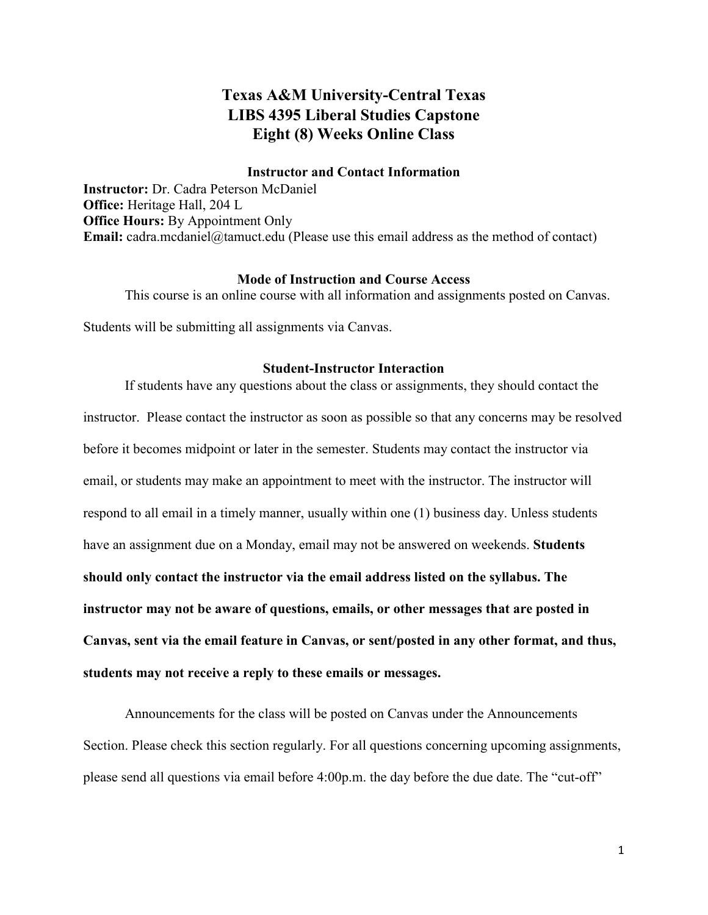# Texas A&M University-Central Texas
# LIBS 4395 Liberal Studies Capstone
# Eight (8) Weeks Online Class

## Instructor and Contact Information

**Instructor:** Dr. Cadra Peterson McDaniel
**Office:** Heritage Hall, 204 L
**Office Hours:** By Appointment Only
**Email:** cadra.mcdaniel@tamuct.edu (Please use this email address as the method of contact)

## Mode of Instruction and Course Access

This course is an online course with all information and assignments posted on Canvas. Students will be submitting all assignments via Canvas.

## Student-Instructor Interaction

If students have any questions about the class or assignments, they should contact the instructor. Please contact the instructor as soon as possible so that any concerns may be resolved before it becomes midpoint or later in the semester. Students may contact the instructor via email, or students may make an appointment to meet with the instructor. The instructor will respond to all email in a timely manner, usually within one (1) business day. Unless students have an assignment due on a Monday, email may not be answered on weekends. **Students should only contact the instructor via the email address listed on the syllabus. The instructor may not be aware of questions, emails, or other messages that are posted in Canvas, sent via the email feature in Canvas, or sent/posted in any other format, and thus, students may not receive a reply to these emails or messages.**

Announcements for the class will be posted on Canvas under the Announcements Section. Please check this section regularly. For all questions concerning upcoming assignments, please send all questions via email before 4:00p.m. the day before the due date. The "cut-off"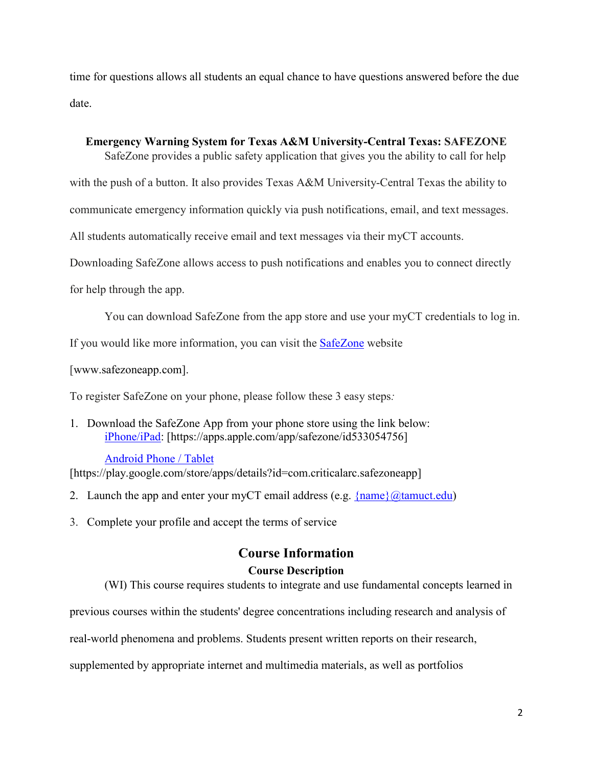time for questions allows all students an equal chance to have questions answered before the due date.

**Emergency Warning System for Texas A&M University-Central Texas: SAFEZONE**

SafeZone provides a public safety application that gives you the ability to call for help with the push of a button. It also provides Texas A&M University-Central Texas the ability to communicate emergency information quickly via push notifications, email, and text messages. All students automatically receive email and text messages via their myCT accounts. Downloading SafeZone allows access to push notifications and enables you to connect directly for help through the app.

You can download SafeZone from the app store and use your myCT credentials to log in. If you would like more information, you can visit the SafeZone website [www.safezoneapp.com].

To register SafeZone on your phone, please follow these 3 easy steps:

1. Download the SafeZone App from your phone store using the link below:
   iPhone/iPad: [https://apps.apple.com/app/safezone/id533054756]

   Android Phone / Tablet
   [https://play.google.com/store/apps/details?id=com.criticalarc.safezoneapp]
2. Launch the app and enter your myCT email address (e.g. {name}@tamuct.edu)
3. Complete your profile and accept the terms of service

## Course Information

### Course Description

(WI) This course requires students to integrate and use fundamental concepts learned in previous courses within the students' degree concentrations including research and analysis of real-world phenomena and problems. Students present written reports on their research, supplemented by appropriate internet and multimedia materials, as well as portfolios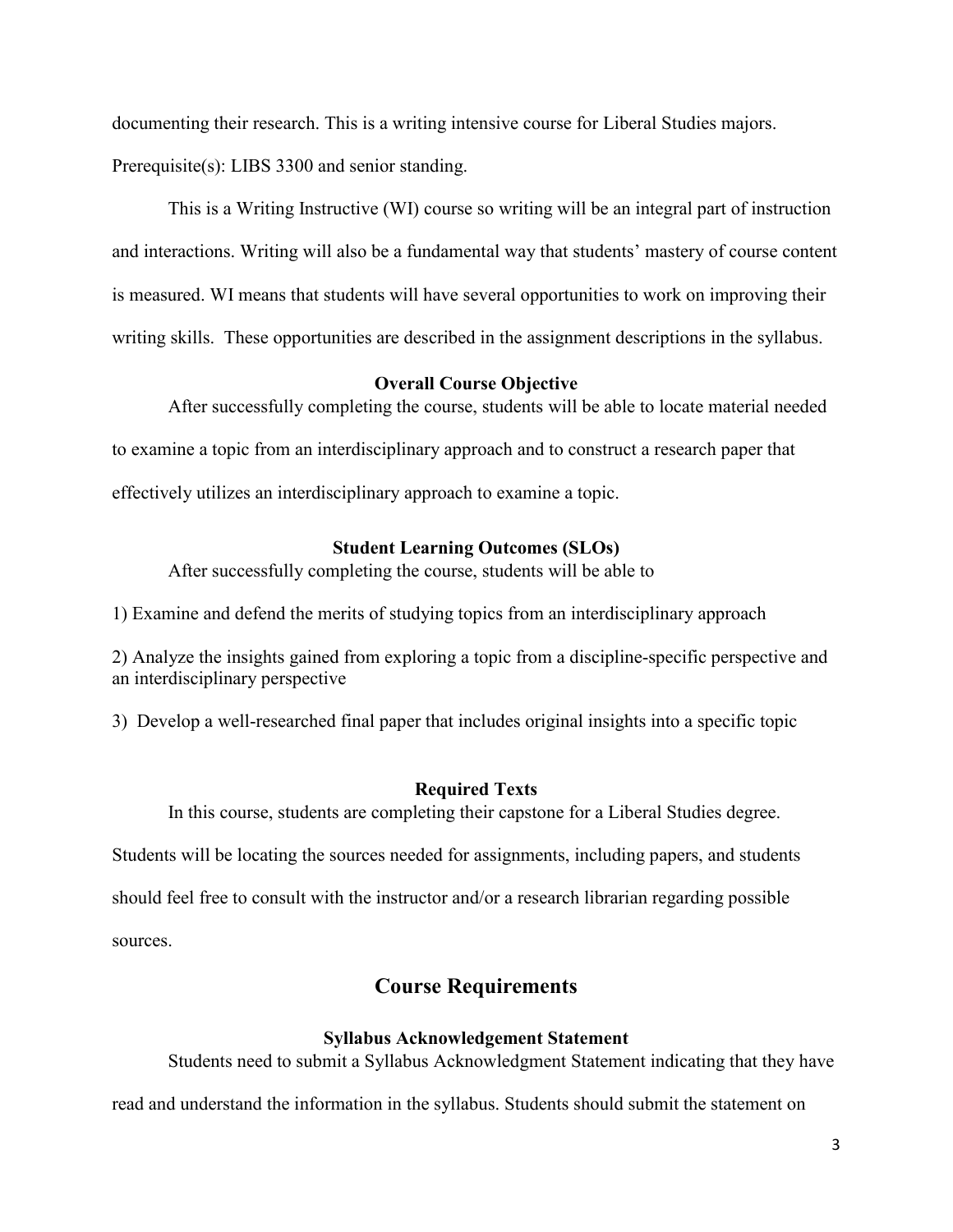documenting their research. This is a writing intensive course for Liberal Studies majors. Prerequisite(s): LIBS 3300 and senior standing.

This is a Writing Instructive (WI) course so writing will be an integral part of instruction and interactions. Writing will also be a fundamental way that students' mastery of course content is measured. WI means that students will have several opportunities to work on improving their writing skills. These opportunities are described in the assignment descriptions in the syllabus.

### Overall Course Objective

After successfully completing the course, students will be able to locate material needed to examine a topic from an interdisciplinary approach and to construct a research paper that effectively utilizes an interdisciplinary approach to examine a topic.

### Student Learning Outcomes (SLOs)

After successfully completing the course, students will be able to

1) Examine and defend the merits of studying topics from an interdisciplinary approach

2) Analyze the insights gained from exploring a topic from a discipline-specific perspective and an interdisciplinary perspective

3) Develop a well-researched final paper that includes original insights into a specific topic

### Required Texts

In this course, students are completing their capstone for a Liberal Studies degree. Students will be locating the sources needed for assignments, including papers, and students should feel free to consult with the instructor and/or a research librarian regarding possible sources.

## Course Requirements

### Syllabus Acknowledgement Statement

Students need to submit a Syllabus Acknowledgment Statement indicating that they have read and understand the information in the syllabus. Students should submit the statement on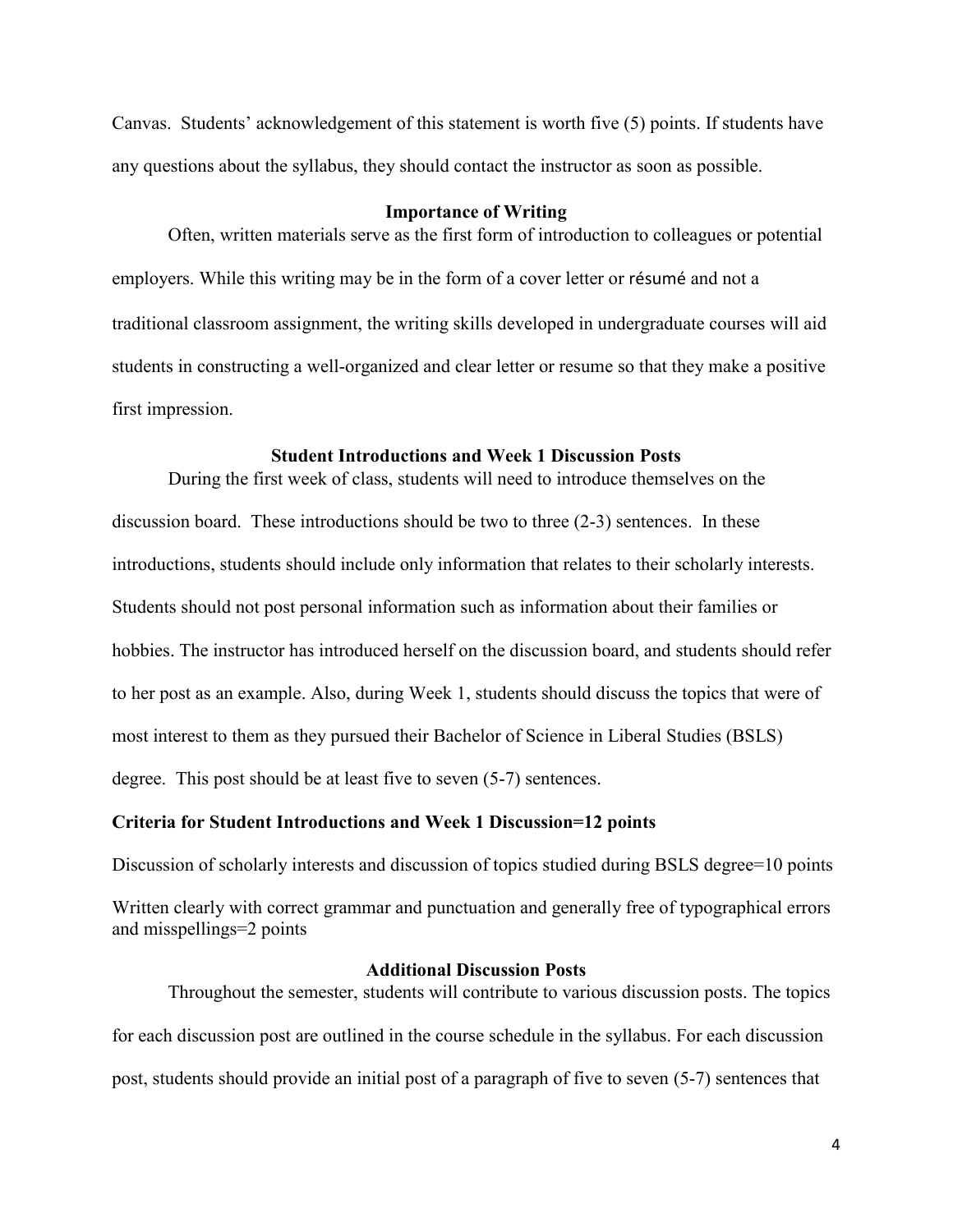Canvas. Students' acknowledgement of this statement is worth five (5) points. If students have any questions about the syllabus, they should contact the instructor as soon as possible.

### Importance of Writing

Often, written materials serve as the first form of introduction to colleagues or potential employers. While this writing may be in the form of a cover letter or résumé and not a traditional classroom assignment, the writing skills developed in undergraduate courses will aid students in constructing a well-organized and clear letter or resume so that they make a positive first impression.

### Student Introductions and Week 1 Discussion Posts

During the first week of class, students will need to introduce themselves on the discussion board. These introductions should be two to three (2-3) sentences. In these introductions, students should include only information that relates to their scholarly interests. Students should not post personal information such as information about their families or hobbies. The instructor has introduced herself on the discussion board, and students should refer to her post as an example. Also, during Week 1, students should discuss the topics that were of most interest to them as they pursued their Bachelor of Science in Liberal Studies (BSLS) degree. This post should be at least five to seven (5-7) sentences.

**Criteria for Student Introductions and Week 1 Discussion=12 points**

Discussion of scholarly interests and discussion of topics studied during BSLS degree=10 points

Written clearly with correct grammar and punctuation and generally free of typographical errors and misspellings=2 points

### Additional Discussion Posts

Throughout the semester, students will contribute to various discussion posts. The topics for each discussion post are outlined in the course schedule in the syllabus. For each discussion post, students should provide an initial post of a paragraph of five to seven (5-7) sentences that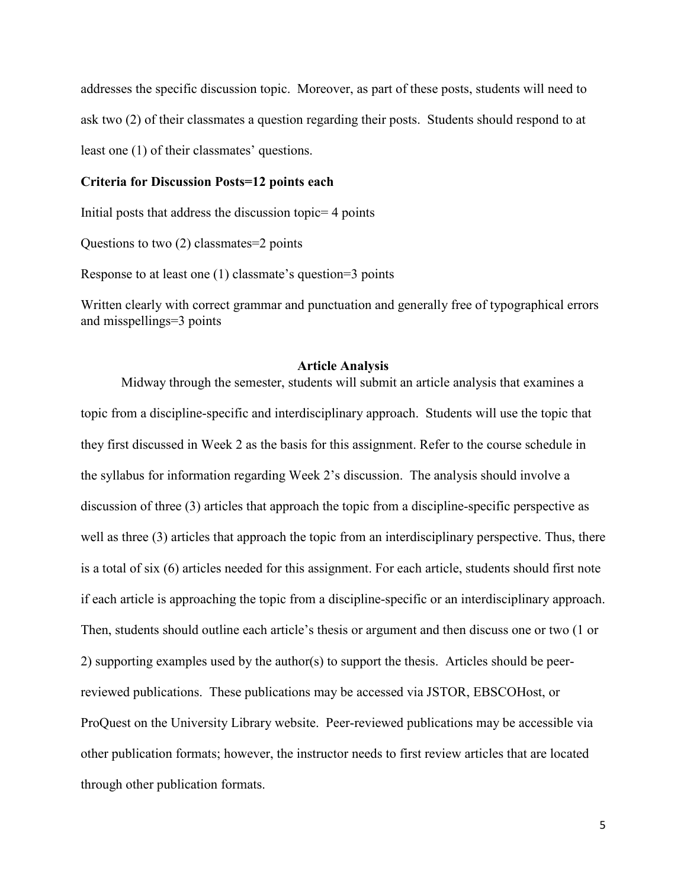addresses the specific discussion topic. Moreover, as part of these posts, students will need to ask two (2) of their classmates a question regarding their posts. Students should respond to at least one (1) of their classmates' questions.

**Criteria for Discussion Posts=12 points each**

Initial posts that address the discussion topic= 4 points

Questions to two (2) classmates=2 points

Response to at least one (1) classmate's question=3 points

Written clearly with correct grammar and punctuation and generally free of typographical errors and misspellings=3 points

## Article Analysis

Midway through the semester, students will submit an article analysis that examines a topic from a discipline-specific and interdisciplinary approach. Students will use the topic that they first discussed in Week 2 as the basis for this assignment. Refer to the course schedule in the syllabus for information regarding Week 2's discussion. The analysis should involve a discussion of three (3) articles that approach the topic from a discipline-specific perspective as well as three (3) articles that approach the topic from an interdisciplinary perspective. Thus, there is a total of six (6) articles needed for this assignment. For each article, students should first note if each article is approaching the topic from a discipline-specific or an interdisciplinary approach. Then, students should outline each article's thesis or argument and then discuss one or two (1 or 2) supporting examples used by the author(s) to support the thesis. Articles should be peer-reviewed publications. These publications may be accessed via JSTOR, EBSCOHost, or ProQuest on the University Library website. Peer-reviewed publications may be accessible via other publication formats; however, the instructor needs to first review articles that are located through other publication formats.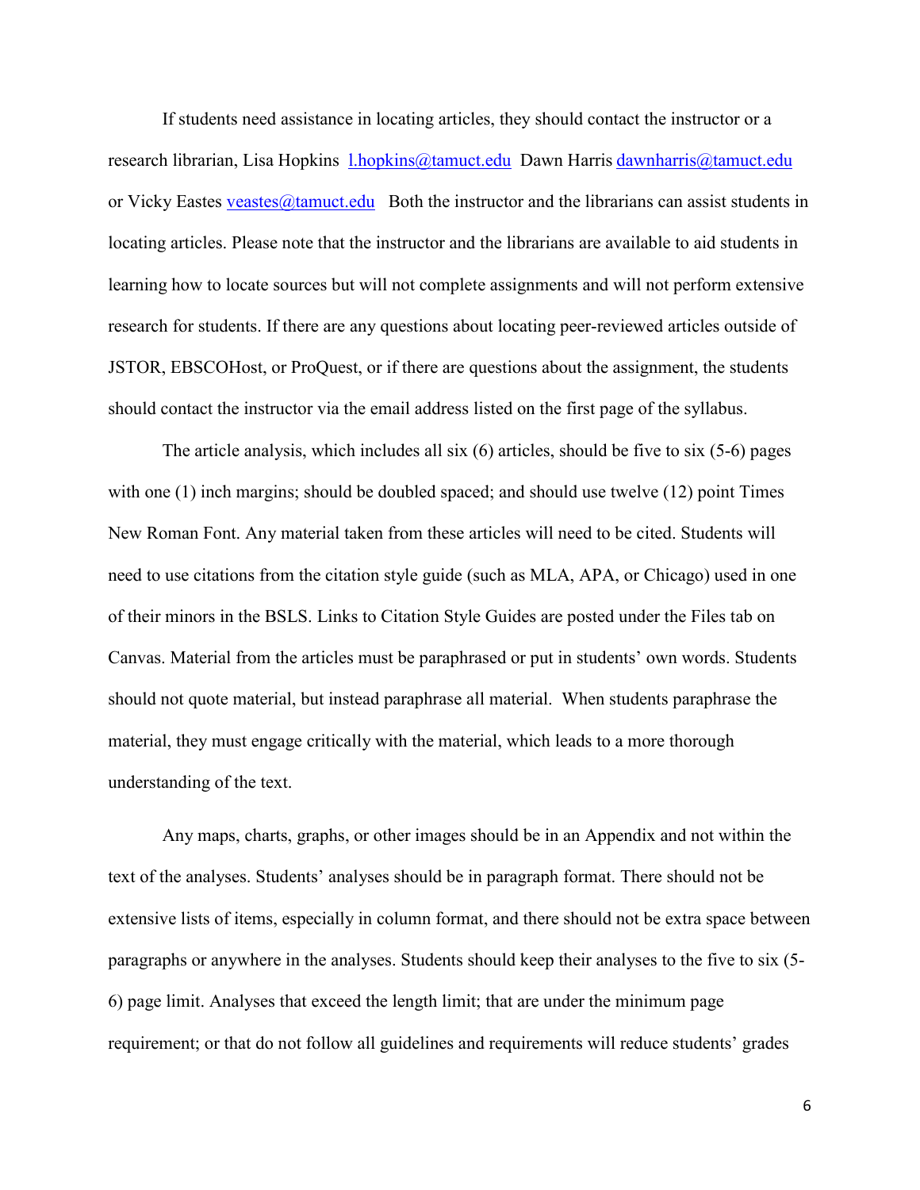If students need assistance in locating articles, they should contact the instructor or a research librarian, Lisa Hopkins l.hopkins@tamuct.edu Dawn Harris dawnharris@tamuct.edu or Vicky Eastes veastes@tamuct.edu Both the instructor and the librarians can assist students in locating articles. Please note that the instructor and the librarians are available to aid students in learning how to locate sources but will not complete assignments and will not perform extensive research for students. If there are any questions about locating peer-reviewed articles outside of JSTOR, EBSCOHost, or ProQuest, or if there are questions about the assignment, the students should contact the instructor via the email address listed on the first page of the syllabus.

The article analysis, which includes all six (6) articles, should be five to six (5-6) pages with one (1) inch margins; should be doubled spaced; and should use twelve (12) point Times New Roman Font. Any material taken from these articles will need to be cited. Students will need to use citations from the citation style guide (such as MLA, APA, or Chicago) used in one of their minors in the BSLS. Links to Citation Style Guides are posted under the Files tab on Canvas. Material from the articles must be paraphrased or put in students' own words. Students should not quote material, but instead paraphrase all material. When students paraphrase the material, they must engage critically with the material, which leads to a more thorough understanding of the text.

Any maps, charts, graphs, or other images should be in an Appendix and not within the text of the analyses. Students' analyses should be in paragraph format. There should not be extensive lists of items, especially in column format, and there should not be extra space between paragraphs or anywhere in the analyses. Students should keep their analyses to the five to six (5-6) page limit. Analyses that exceed the length limit; that are under the minimum page requirement; or that do not follow all guidelines and requirements will reduce students' grades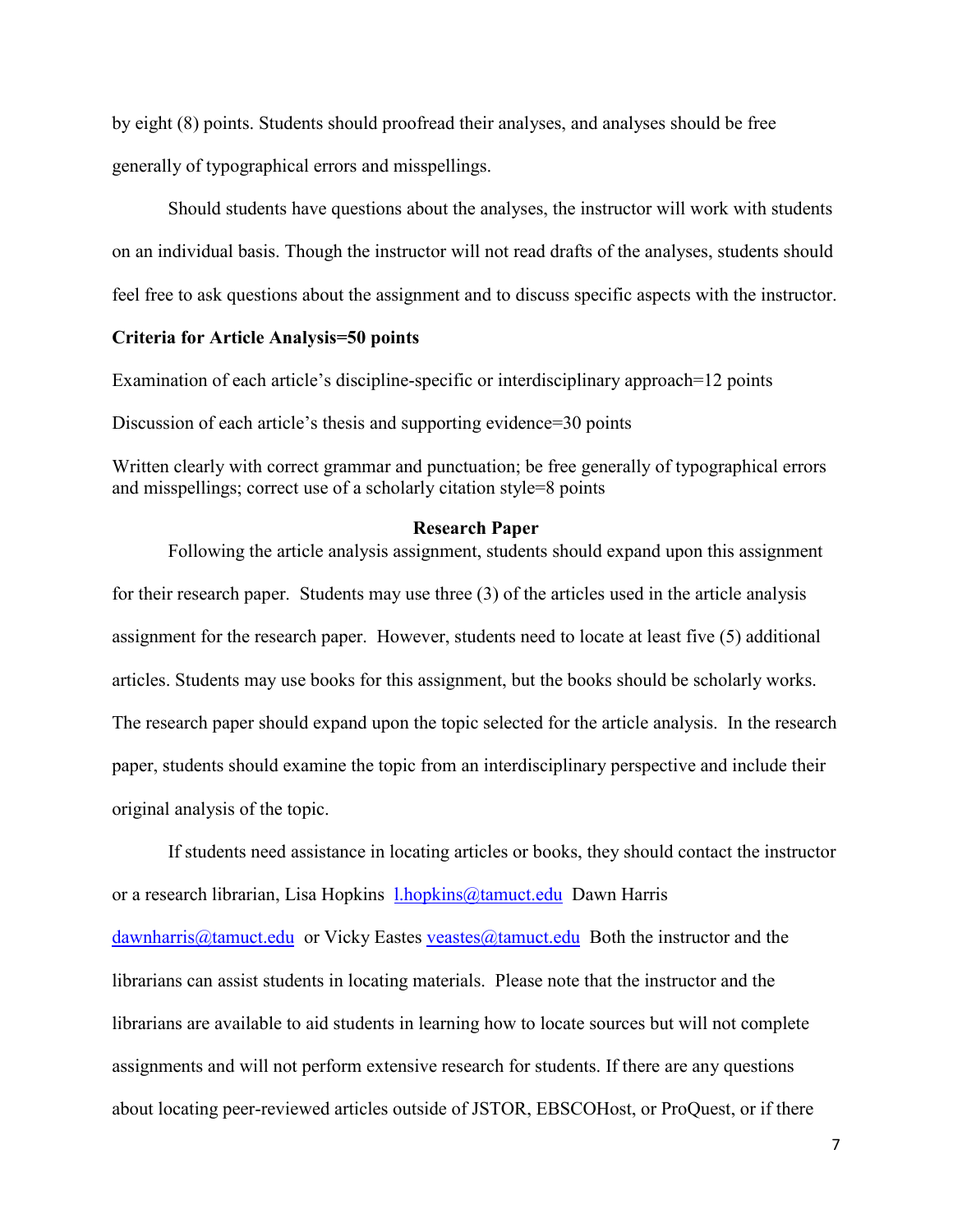by eight (8) points. Students should proofread their analyses, and analyses should be free generally of typographical errors and misspellings.

Should students have questions about the analyses, the instructor will work with students on an individual basis. Though the instructor will not read drafts of the analyses, students should feel free to ask questions about the assignment and to discuss specific aspects with the instructor.

**Criteria for Article Analysis=50 points**

Examination of each article's discipline-specific or interdisciplinary approach=12 points

Discussion of each article's thesis and supporting evidence=30 points

Written clearly with correct grammar and punctuation; be free generally of typographical errors and misspellings; correct use of a scholarly citation style=8 points

## Research Paper

Following the article analysis assignment, students should expand upon this assignment for their research paper. Students may use three (3) of the articles used in the article analysis assignment for the research paper. However, students need to locate at least five (5) additional articles. Students may use books for this assignment, but the books should be scholarly works. The research paper should expand upon the topic selected for the article analysis. In the research paper, students should examine the topic from an interdisciplinary perspective and include their original analysis of the topic.

If students need assistance in locating articles or books, they should contact the instructor or a research librarian, Lisa Hopkins l.hopkins@tamuct.edu Dawn Harris dawnharris@tamuct.edu or Vicky Eastes veastes@tamuct.edu Both the instructor and the librarians can assist students in locating materials. Please note that the instructor and the librarians are available to aid students in learning how to locate sources but will not complete assignments and will not perform extensive research for students. If there are any questions about locating peer-reviewed articles outside of JSTOR, EBSCOHost, or ProQuest, or if there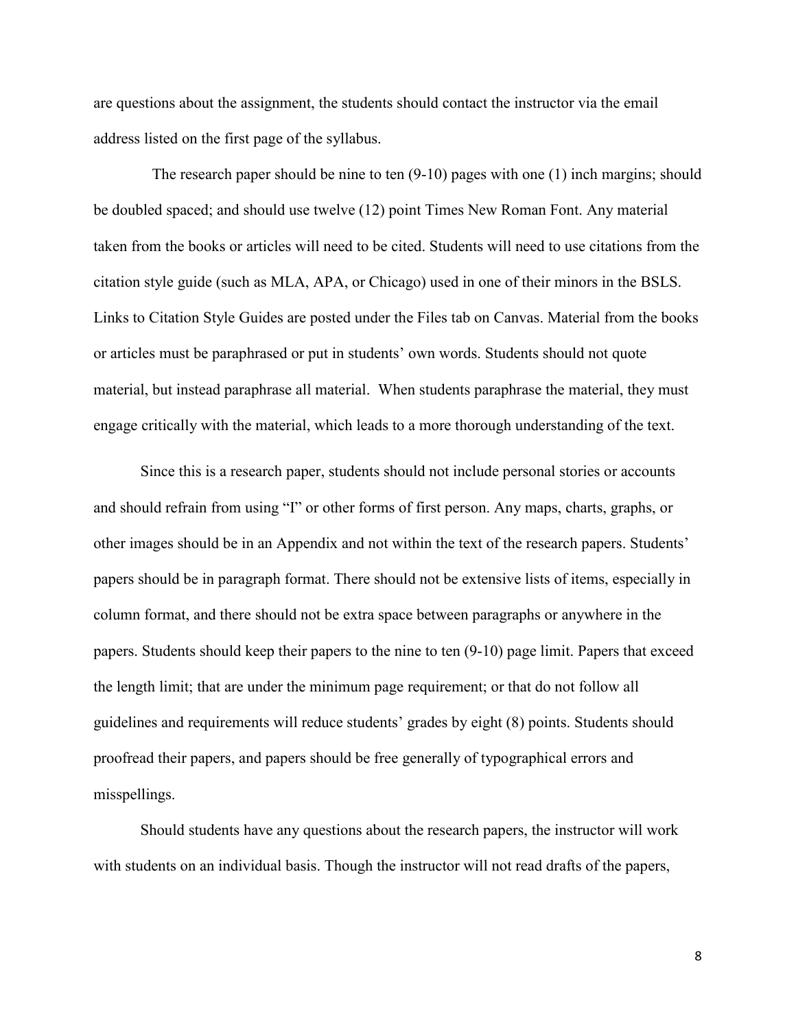are questions about the assignment, the students should contact the instructor via the email address listed on the first page of the syllabus.

The research paper should be nine to ten (9-10) pages with one (1) inch margins; should be doubled spaced; and should use twelve (12) point Times New Roman Font. Any material taken from the books or articles will need to be cited. Students will need to use citations from the citation style guide (such as MLA, APA, or Chicago) used in one of their minors in the BSLS. Links to Citation Style Guides are posted under the Files tab on Canvas. Material from the books or articles must be paraphrased or put in students' own words. Students should not quote material, but instead paraphrase all material. When students paraphrase the material, they must engage critically with the material, which leads to a more thorough understanding of the text.

Since this is a research paper, students should not include personal stories or accounts and should refrain from using "I" or other forms of first person. Any maps, charts, graphs, or other images should be in an Appendix and not within the text of the research papers. Students' papers should be in paragraph format. There should not be extensive lists of items, especially in column format, and there should not be extra space between paragraphs or anywhere in the papers. Students should keep their papers to the nine to ten (9-10) page limit. Papers that exceed the length limit; that are under the minimum page requirement; or that do not follow all guidelines and requirements will reduce students' grades by eight (8) points. Students should proofread their papers, and papers should be free generally of typographical errors and misspellings.

Should students have any questions about the research papers, the instructor will work with students on an individual basis. Though the instructor will not read drafts of the papers,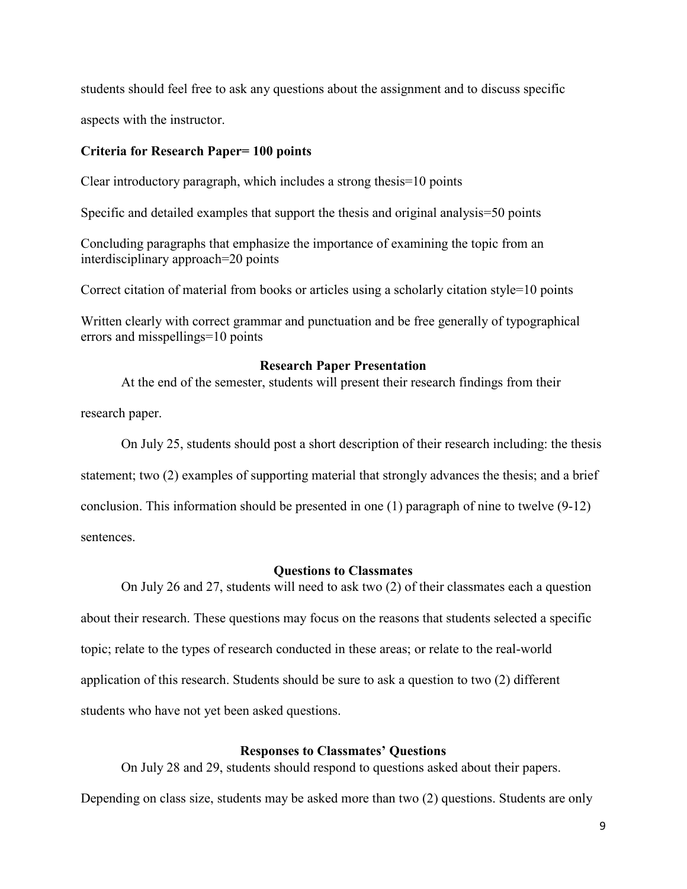students should feel free to ask any questions about the assignment and to discuss specific aspects with the instructor.

**Criteria for Research Paper= 100 points**

Clear introductory paragraph, which includes a strong thesis=10 points

Specific and detailed examples that support the thesis and original analysis=50 points

Concluding paragraphs that emphasize the importance of examining the topic from an interdisciplinary approach=20 points

Correct citation of material from books or articles using a scholarly citation style=10 points

Written clearly with correct grammar and punctuation and be free generally of typographical errors and misspellings=10 points

### Research Paper Presentation

At the end of the semester, students will present their research findings from their research paper.

On July 25, students should post a short description of their research including: the thesis statement; two (2) examples of supporting material that strongly advances the thesis; and a brief conclusion. This information should be presented in one (1) paragraph of nine to twelve (9-12) sentences.

### Questions to Classmates

On July 26 and 27, students will need to ask two (2) of their classmates each a question about their research. These questions may focus on the reasons that students selected a specific topic; relate to the types of research conducted in these areas; or relate to the real-world application of this research. Students should be sure to ask a question to two (2) different students who have not yet been asked questions.

### Responses to Classmates' Questions

On July 28 and 29, students should respond to questions asked about their papers. Depending on class size, students may be asked more than two (2) questions. Students are only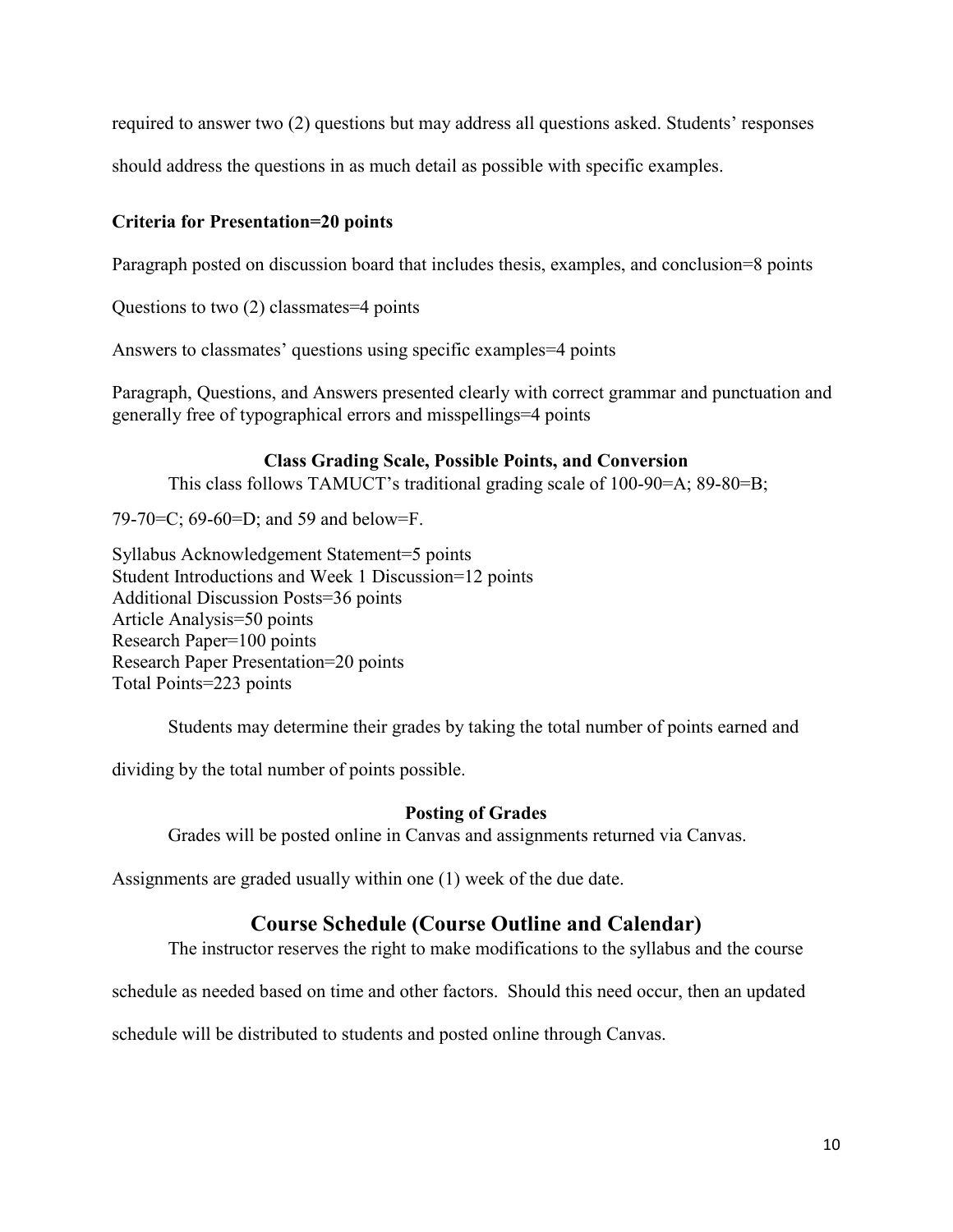required to answer two (2) questions but may address all questions asked. Students' responses should address the questions in as much detail as possible with specific examples.

**Criteria for Presentation=20 points**

Paragraph posted on discussion board that includes thesis, examples, and conclusion=8 points

Questions to two (2) classmates=4 points

Answers to classmates' questions using specific examples=4 points

Paragraph, Questions, and Answers presented clearly with correct grammar and punctuation and generally free of typographical errors and misspellings=4 points

### Class Grading Scale, Possible Points, and Conversion

This class follows TAMUCT's traditional grading scale of 100-90=A; 89-80=B; 79-70=C; 69-60=D; and 59 and below=F.

Syllabus Acknowledgement Statement=5 points
Student Introductions and Week 1 Discussion=12 points
Additional Discussion Posts=36 points
Article Analysis=50 points
Research Paper=100 points
Research Paper Presentation=20 points
Total Points=223 points

Students may determine their grades by taking the total number of points earned and dividing by the total number of points possible.

### Posting of Grades

Grades will be posted online in Canvas and assignments returned via Canvas. Assignments are graded usually within one (1) week of the due date.

## Course Schedule (Course Outline and Calendar)

The instructor reserves the right to make modifications to the syllabus and the course schedule as needed based on time and other factors. Should this need occur, then an updated schedule will be distributed to students and posted online through Canvas.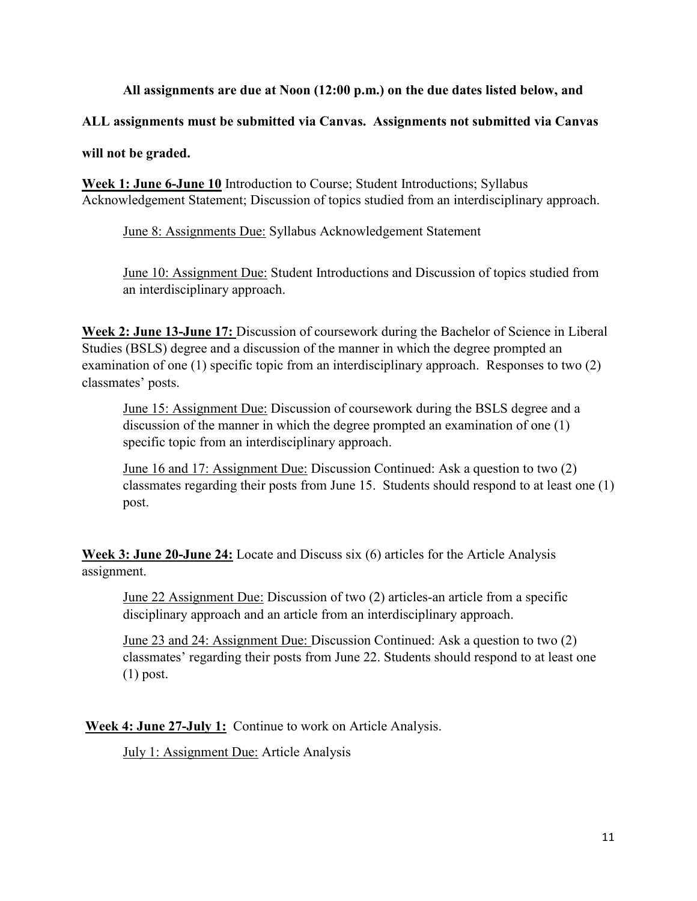**All assignments are due at Noon (12:00 p.m.) on the due dates listed below, and ALL assignments must be submitted via Canvas. Assignments not submitted via Canvas will not be graded.**

**Week 1: June 6-June 10** Introduction to Course; Student Introductions; Syllabus Acknowledgement Statement; Discussion of topics studied from an interdisciplinary approach.

> June 8: Assignments Due: Syllabus Acknowledgement Statement
>
> June 10: Assignment Due: Student Introductions and Discussion of topics studied from an interdisciplinary approach.

**Week 2: June 13-June 17:** Discussion of coursework during the Bachelor of Science in Liberal Studies (BSLS) degree and a discussion of the manner in which the degree prompted an examination of one (1) specific topic from an interdisciplinary approach. Responses to two (2) classmates' posts.

> June 15: Assignment Due: Discussion of coursework during the BSLS degree and a discussion of the manner in which the degree prompted an examination of one (1) specific topic from an interdisciplinary approach.
>
> June 16 and 17: Assignment Due: Discussion Continued: Ask a question to two (2) classmates regarding their posts from June 15. Students should respond to at least one (1) post.

**Week 3: June 20-June 24:** Locate and Discuss six (6) articles for the Article Analysis assignment.

> June 22 Assignment Due: Discussion of two (2) articles-an article from a specific disciplinary approach and an article from an interdisciplinary approach.
>
> June 23 and 24: Assignment Due: Discussion Continued: Ask a question to two (2) classmates' regarding their posts from June 22. Students should respond to at least one (1) post.

**Week 4: June 27-July 1:** Continue to work on Article Analysis.

> July 1: Assignment Due: Article Analysis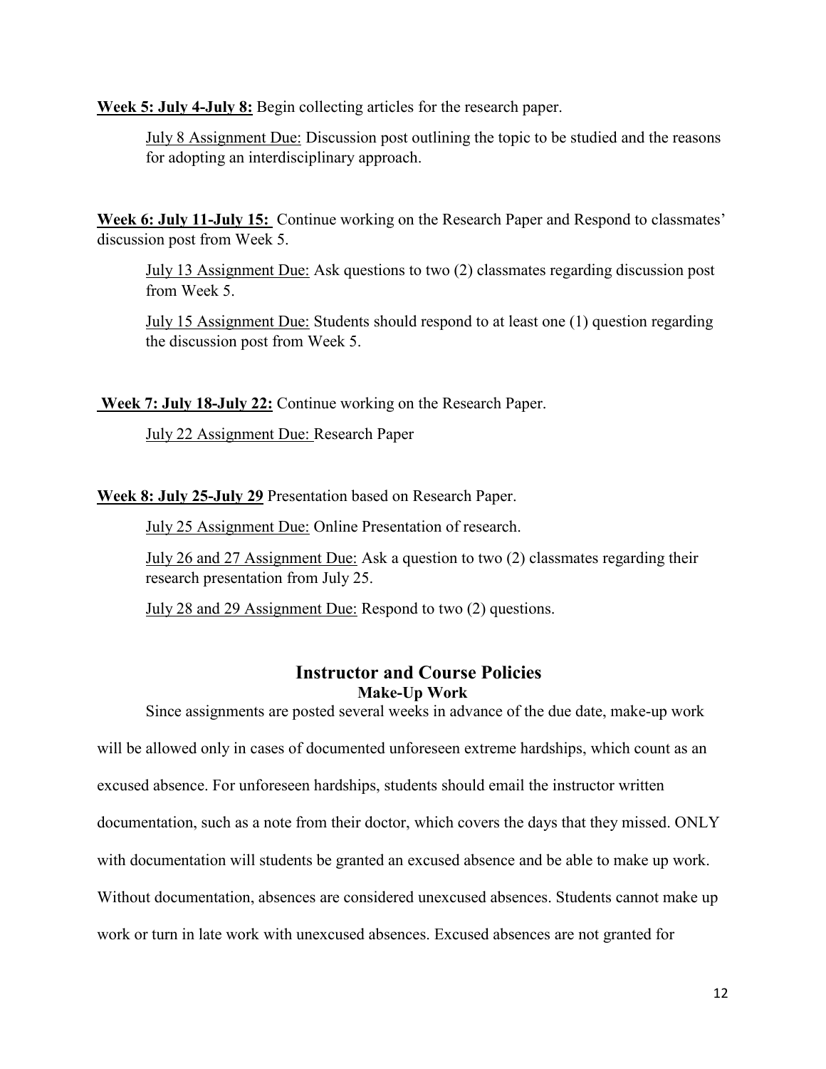**Week 5: July 4-July 8:** Begin collecting articles for the research paper.

July 8 Assignment Due: Discussion post outlining the topic to be studied and the reasons for adopting an interdisciplinary approach.

**Week 6: July 11-July 15:** Continue working on the Research Paper and Respond to classmates' discussion post from Week 5.

July 13 Assignment Due: Ask questions to two (2) classmates regarding discussion post from Week 5.

July 15 Assignment Due: Students should respond to at least one (1) question regarding the discussion post from Week 5.

**Week 7: July 18-July 22:** Continue working on the Research Paper.

July 22 Assignment Due: Research Paper

**Week 8: July 25-July 29** Presentation based on Research Paper.

July 25 Assignment Due: Online Presentation of research.

July 26 and 27 Assignment Due: Ask a question to two (2) classmates regarding their research presentation from July 25.

July 28 and 29 Assignment Due: Respond to two (2) questions.

## Instructor and Course Policies

### Make-Up Work

Since assignments are posted several weeks in advance of the due date, make-up work will be allowed only in cases of documented unforeseen extreme hardships, which count as an excused absence. For unforeseen hardships, students should email the instructor written documentation, such as a note from their doctor, which covers the days that they missed. ONLY with documentation will students be granted an excused absence and be able to make up work. Without documentation, absences are considered unexcused absences. Students cannot make up work or turn in late work with unexcused absences. Excused absences are not granted for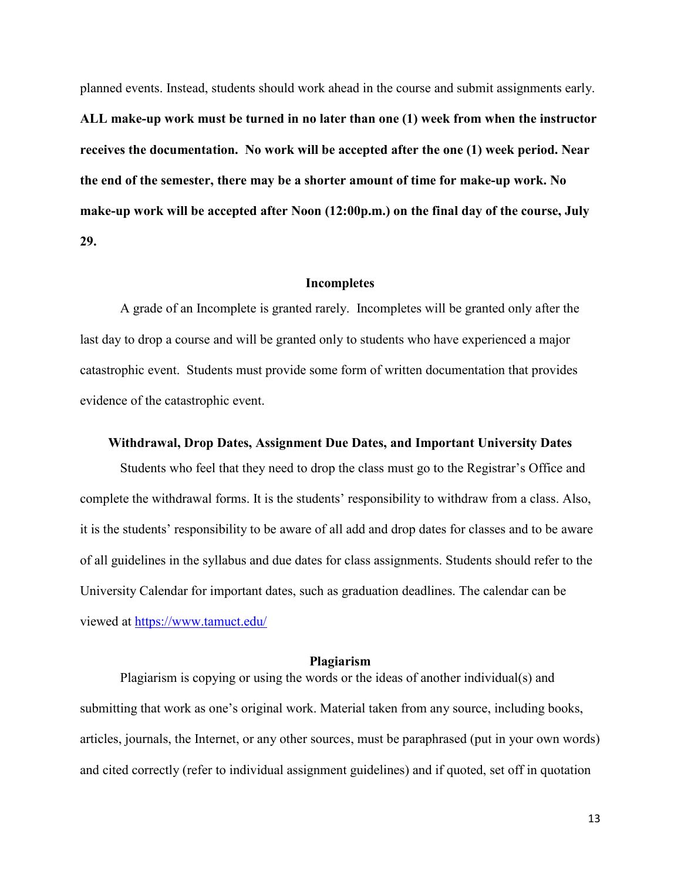planned events. Instead, students should work ahead in the course and submit assignments early. **ALL make-up work must be turned in no later than one (1) week from when the instructor receives the documentation. No work will be accepted after the one (1) week period. Near the end of the semester, there may be a shorter amount of time for make-up work. No make-up work will be accepted after Noon (12:00p.m.) on the final day of the course, July 29.**

### Incompletes

A grade of an Incomplete is granted rarely. Incompletes will be granted only after the last day to drop a course and will be granted only to students who have experienced a major catastrophic event. Students must provide some form of written documentation that provides evidence of the catastrophic event.

### Withdrawal, Drop Dates, Assignment Due Dates, and Important University Dates

Students who feel that they need to drop the class must go to the Registrar's Office and complete the withdrawal forms. It is the students' responsibility to withdraw from a class. Also, it is the students' responsibility to be aware of all add and drop dates for classes and to be aware of all guidelines in the syllabus and due dates for class assignments. Students should refer to the University Calendar for important dates, such as graduation deadlines. The calendar can be viewed at https://www.tamuct.edu/

### Plagiarism

Plagiarism is copying or using the words or the ideas of another individual(s) and submitting that work as one's original work. Material taken from any source, including books, articles, journals, the Internet, or any other sources, must be paraphrased (put in your own words) and cited correctly (refer to individual assignment guidelines) and if quoted, set off in quotation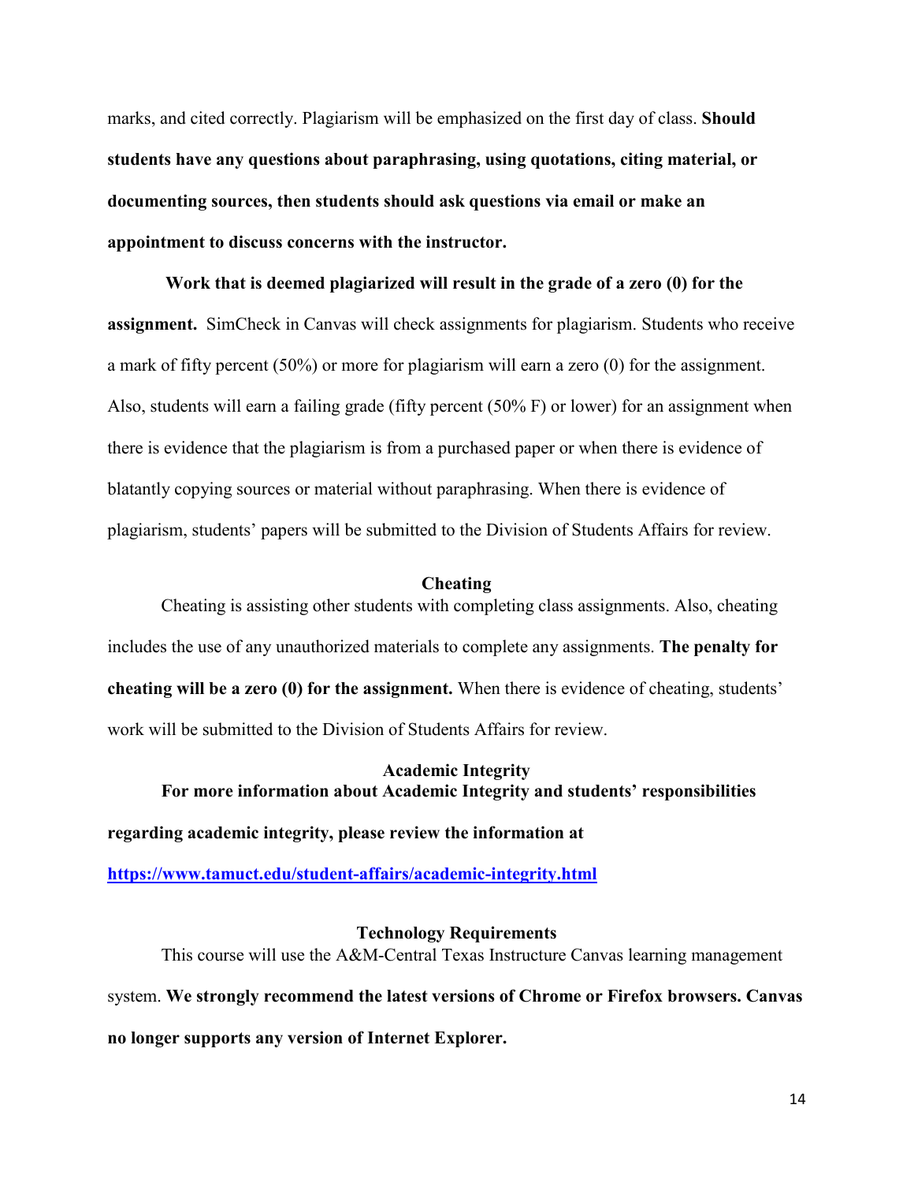marks, and cited correctly. Plagiarism will be emphasized on the first day of class. **Should students have any questions about paraphrasing, using quotations, citing material, or documenting sources, then students should ask questions via email or make an appointment to discuss concerns with the instructor.**

**Work that is deemed plagiarized will result in the grade of a zero (0) for the assignment.** SimCheck in Canvas will check assignments for plagiarism. Students who receive a mark of fifty percent (50%) or more for plagiarism will earn a zero (0) for the assignment. Also, students will earn a failing grade (fifty percent (50% F) or lower) for an assignment when there is evidence that the plagiarism is from a purchased paper or when there is evidence of blatantly copying sources or material without paraphrasing. When there is evidence of plagiarism, students' papers will be submitted to the Division of Students Affairs for review.

## Cheating

Cheating is assisting other students with completing class assignments. Also, cheating includes the use of any unauthorized materials to complete any assignments. **The penalty for cheating will be a zero (0) for the assignment.** When there is evidence of cheating, students' work will be submitted to the Division of Students Affairs for review.

## Academic Integrity

**For more information about Academic Integrity and students' responsibilities regarding academic integrity, please review the information at [https://www.tamuct.edu/student-affairs/academic-integrity.html](https://www.tamuct.edu/student-affairs/academic-integrity.html)**

## Technology Requirements

This course will use the A&M-Central Texas Instructure Canvas learning management system. **We strongly recommend the latest versions of Chrome or Firefox browsers. Canvas no longer supports any version of Internet Explorer.**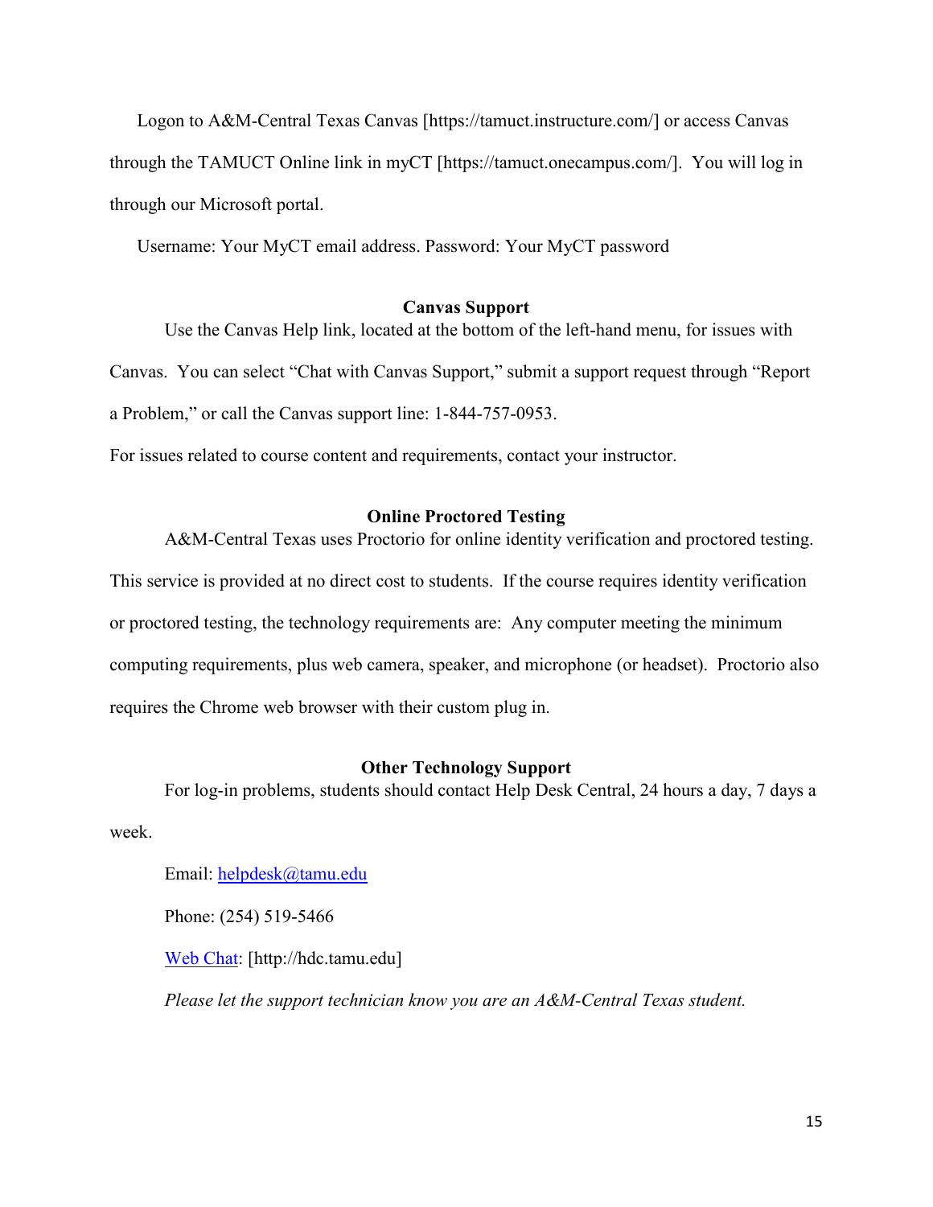Logon to A&M-Central Texas Canvas [https://tamuct.instructure.com/] or access Canvas through the TAMUCT Online link in myCT [https://tamuct.onecampus.com/]. You will log in through our Microsoft portal.

Username: Your MyCT email address. Password: Your MyCT password

### Canvas Support

Use the Canvas Help link, located at the bottom of the left-hand menu, for issues with Canvas. You can select "Chat with Canvas Support," submit a support request through "Report a Problem," or call the Canvas support line: 1-844-757-0953.

For issues related to course content and requirements, contact your instructor.

### Online Proctored Testing

A&M-Central Texas uses Proctorio for online identity verification and proctored testing. This service is provided at no direct cost to students. If the course requires identity verification or proctored testing, the technology requirements are: Any computer meeting the minimum computing requirements, plus web camera, speaker, and microphone (or headset). Proctorio also requires the Chrome web browser with their custom plug in.

### Other Technology Support

For log-in problems, students should contact Help Desk Central, 24 hours a day, 7 days a week.

Email: helpdesk@tamu.edu

Phone: (254) 519-5466

Web Chat: [http://hdc.tamu.edu]

*Please let the support technician know you are an A&M-Central Texas student.*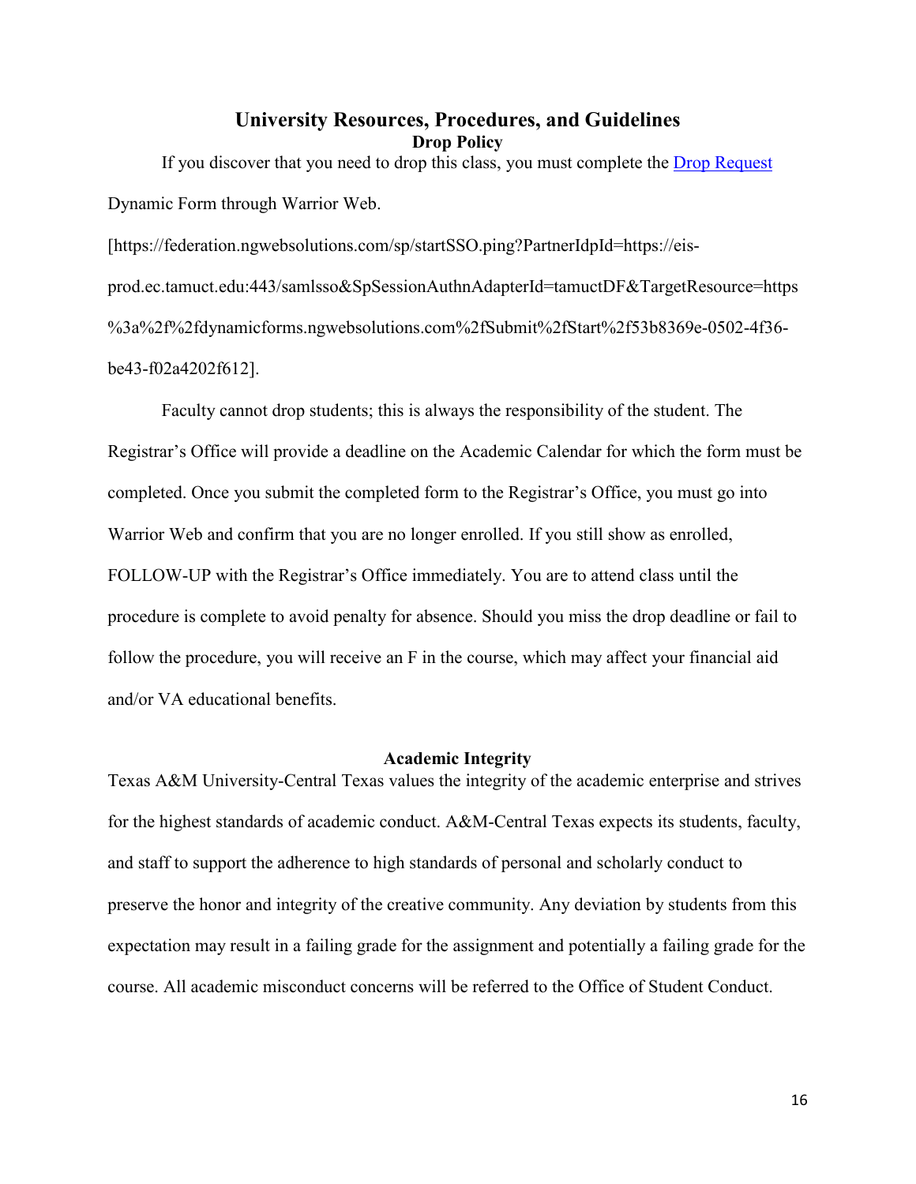# University Resources, Procedures, and Guidelines

## Drop Policy

If you discover that you need to drop this class, you must complete the Drop Request Dynamic Form through Warrior Web.

[https://federation.ngwebsolutions.com/sp/startSSO.ping?PartnerIdpId=https://eis-prod.ec.tamuct.edu:443/samlsso&SpSessionAuthnAdapterId=tamuctDF&TargetResource=https%3a%2f%2fdynamicforms.ngwebsolutions.com%2fSubmit%2fStart%2f53b8369e-0502-4f36-be43-f02a4202f612].

Faculty cannot drop students; this is always the responsibility of the student. The Registrar's Office will provide a deadline on the Academic Calendar for which the form must be completed. Once you submit the completed form to the Registrar's Office, you must go into Warrior Web and confirm that you are no longer enrolled. If you still show as enrolled, FOLLOW-UP with the Registrar's Office immediately. You are to attend class until the procedure is complete to avoid penalty for absence. Should you miss the drop deadline or fail to follow the procedure, you will receive an F in the course, which may affect your financial aid and/or VA educational benefits.

## Academic Integrity

Texas A&M University-Central Texas values the integrity of the academic enterprise and strives for the highest standards of academic conduct. A&M-Central Texas expects its students, faculty, and staff to support the adherence to high standards of personal and scholarly conduct to preserve the honor and integrity of the creative community. Any deviation by students from this expectation may result in a failing grade for the assignment and potentially a failing grade for the course. All academic misconduct concerns will be referred to the Office of Student Conduct.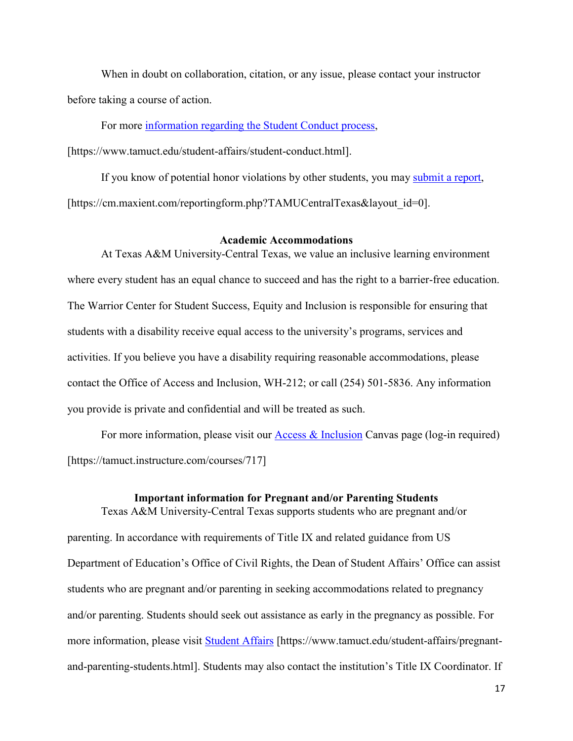When in doubt on collaboration, citation, or any issue, please contact your instructor before taking a course of action.

For more [information regarding the Student Conduct process](https://www.tamuct.edu/student-affairs/student-conduct.html), [https://www.tamuct.edu/student-affairs/student-conduct.html].

If you know of potential honor violations by other students, you may [submit a report](https://cm.maxient.com/reportingform.php?TAMUCentralTexas&layout_id=0), [https://cm.maxient.com/reportingform.php?TAMUCentralTexas&layout_id=0].

**Academic Accommodations**

At Texas A&M University-Central Texas, we value an inclusive learning environment where every student has an equal chance to succeed and has the right to a barrier-free education. The Warrior Center for Student Success, Equity and Inclusion is responsible for ensuring that students with a disability receive equal access to the university's programs, services and activities. If you believe you have a disability requiring reasonable accommodations, please contact the Office of Access and Inclusion, WH-212; or call (254) 501-5836. Any information you provide is private and confidential and will be treated as such.

For more information, please visit our [Access & Inclusion](https://tamuct.instructure.com/courses/717) Canvas page (log-in required) [https://tamuct.instructure.com/courses/717]

**Important information for Pregnant and/or Parenting Students**

Texas A&M University-Central Texas supports students who are pregnant and/or parenting. In accordance with requirements of Title IX and related guidance from US Department of Education's Office of Civil Rights, the Dean of Student Affairs' Office can assist students who are pregnant and/or parenting in seeking accommodations related to pregnancy and/or parenting. Students should seek out assistance as early in the pregnancy as possible. For more information, please visit [Student Affairs](https://www.tamuct.edu/student-affairs/pregnant-and-parenting-students.html) [https://www.tamuct.edu/student-affairs/pregnant-and-parenting-students.html]. Students may also contact the institution's Title IX Coordinator. If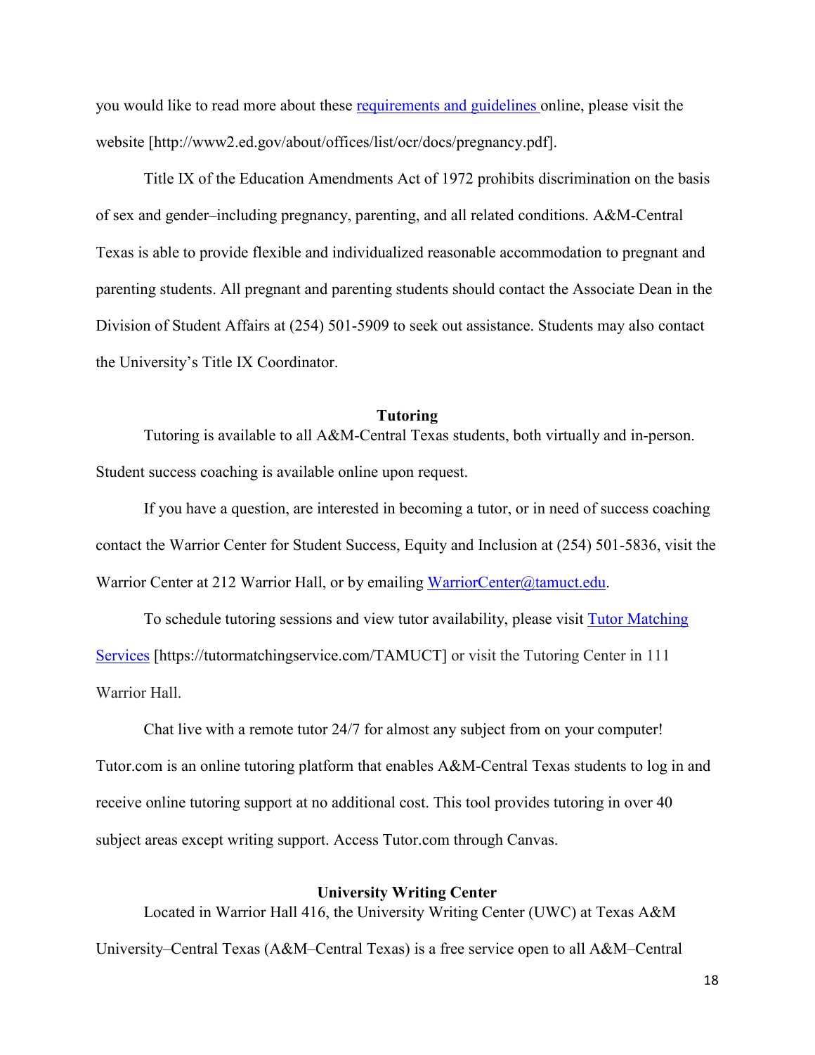you would like to read more about these [requirements and guidelines ](http://www2.ed.gov/about/offices/list/ocr/docs/pregnancy.pdf)online, please visit the website [http://www2.ed.gov/about/offices/list/ocr/docs/pregnancy.pdf].

Title IX of the Education Amendments Act of 1972 prohibits discrimination on the basis of sex and gender–including pregnancy, parenting, and all related conditions. A&M-Central Texas is able to provide flexible and individualized reasonable accommodation to pregnant and parenting students. All pregnant and parenting students should contact the Associate Dean in the Division of Student Affairs at (254) 501-5909 to seek out assistance. Students may also contact the University's Title IX Coordinator.

### Tutoring

Tutoring is available to all A&M-Central Texas students, both virtually and in-person. Student success coaching is available online upon request.

If you have a question, are interested in becoming a tutor, or in need of success coaching contact the Warrior Center for Student Success, Equity and Inclusion at (254) 501-5836, visit the Warrior Center at 212 Warrior Hall, or by emailing [WarriorCenter@tamuct.edu](mailto:WarriorCenter@tamuct.edu).

To schedule tutoring sessions and view tutor availability, please visit [Tutor Matching Services](https://tutormatchingservice.com/TAMUCT) [https://tutormatchingservice.com/TAMUCT] or visit the Tutoring Center in 111 Warrior Hall.

Chat live with a remote tutor 24/7 for almost any subject from on your computer! Tutor.com is an online tutoring platform that enables A&M-Central Texas students to log in and receive online tutoring support at no additional cost. This tool provides tutoring in over 40 subject areas except writing support. Access Tutor.com through Canvas.

### University Writing Center

Located in Warrior Hall 416, the University Writing Center (UWC) at Texas A&M University–Central Texas (A&M–Central Texas) is a free service open to all A&M–Central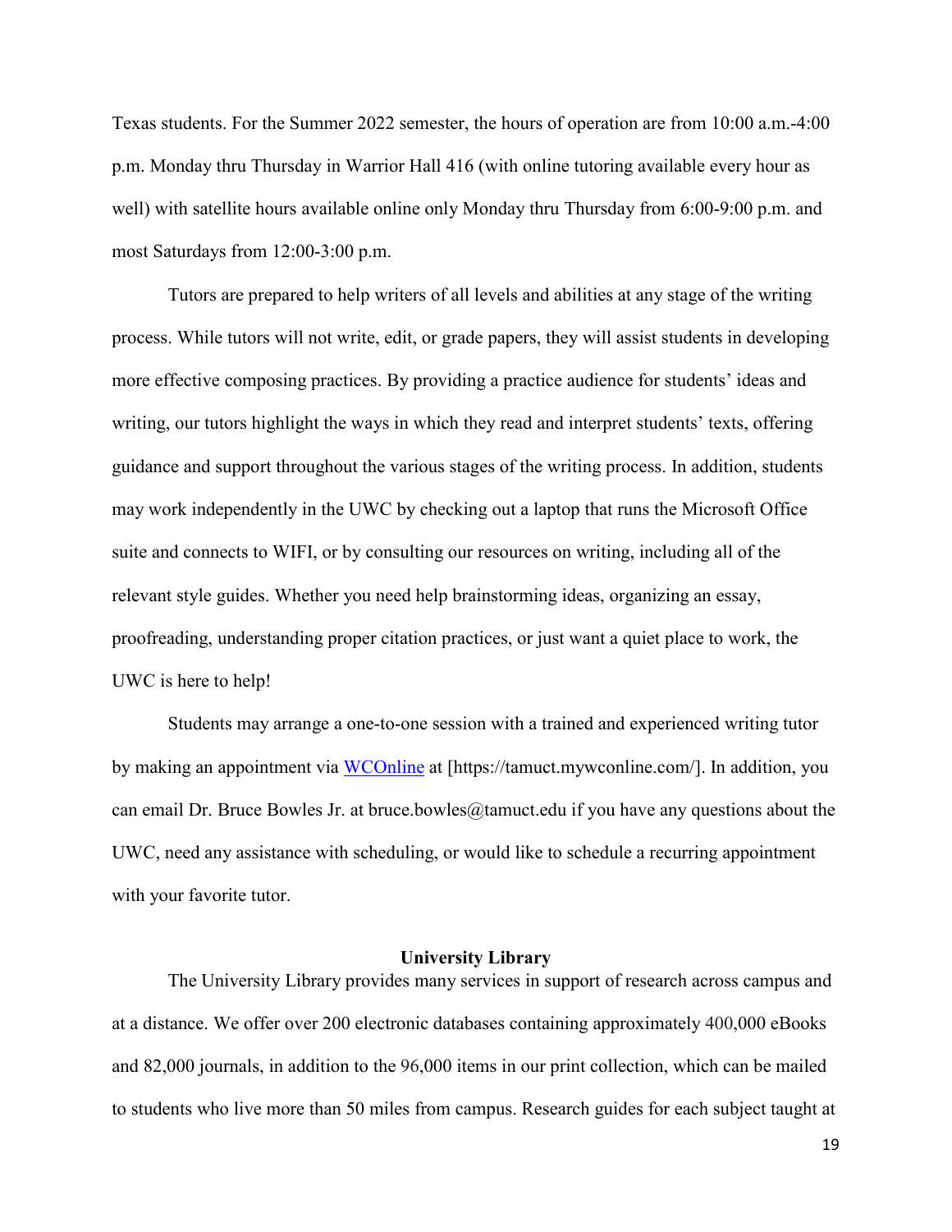Texas students. For the Summer 2022 semester, the hours of operation are from 10:00 a.m.-4:00 p.m. Monday thru Thursday in Warrior Hall 416 (with online tutoring available every hour as well) with satellite hours available online only Monday thru Thursday from 6:00-9:00 p.m. and most Saturdays from 12:00-3:00 p.m.

Tutors are prepared to help writers of all levels and abilities at any stage of the writing process. While tutors will not write, edit, or grade papers, they will assist students in developing more effective composing practices. By providing a practice audience for students' ideas and writing, our tutors highlight the ways in which they read and interpret students' texts, offering guidance and support throughout the various stages of the writing process. In addition, students may work independently in the UWC by checking out a laptop that runs the Microsoft Office suite and connects to WIFI, or by consulting our resources on writing, including all of the relevant style guides. Whether you need help brainstorming ideas, organizing an essay, proofreading, understanding proper citation practices, or just want a quiet place to work, the UWC is here to help!

Students may arrange a one-to-one session with a trained and experienced writing tutor by making an appointment via WCOnline at [https://tamuct.mywconline.com/]. In addition, you can email Dr. Bruce Bowles Jr. at bruce.bowles@tamuct.edu if you have any questions about the UWC, need any assistance with scheduling, or would like to schedule a recurring appointment with your favorite tutor.

## University Library

The University Library provides many services in support of research across campus and at a distance. We offer over 200 electronic databases containing approximately 400,000 eBooks and 82,000 journals, in addition to the 96,000 items in our print collection, which can be mailed to students who live more than 50 miles from campus. Research guides for each subject taught at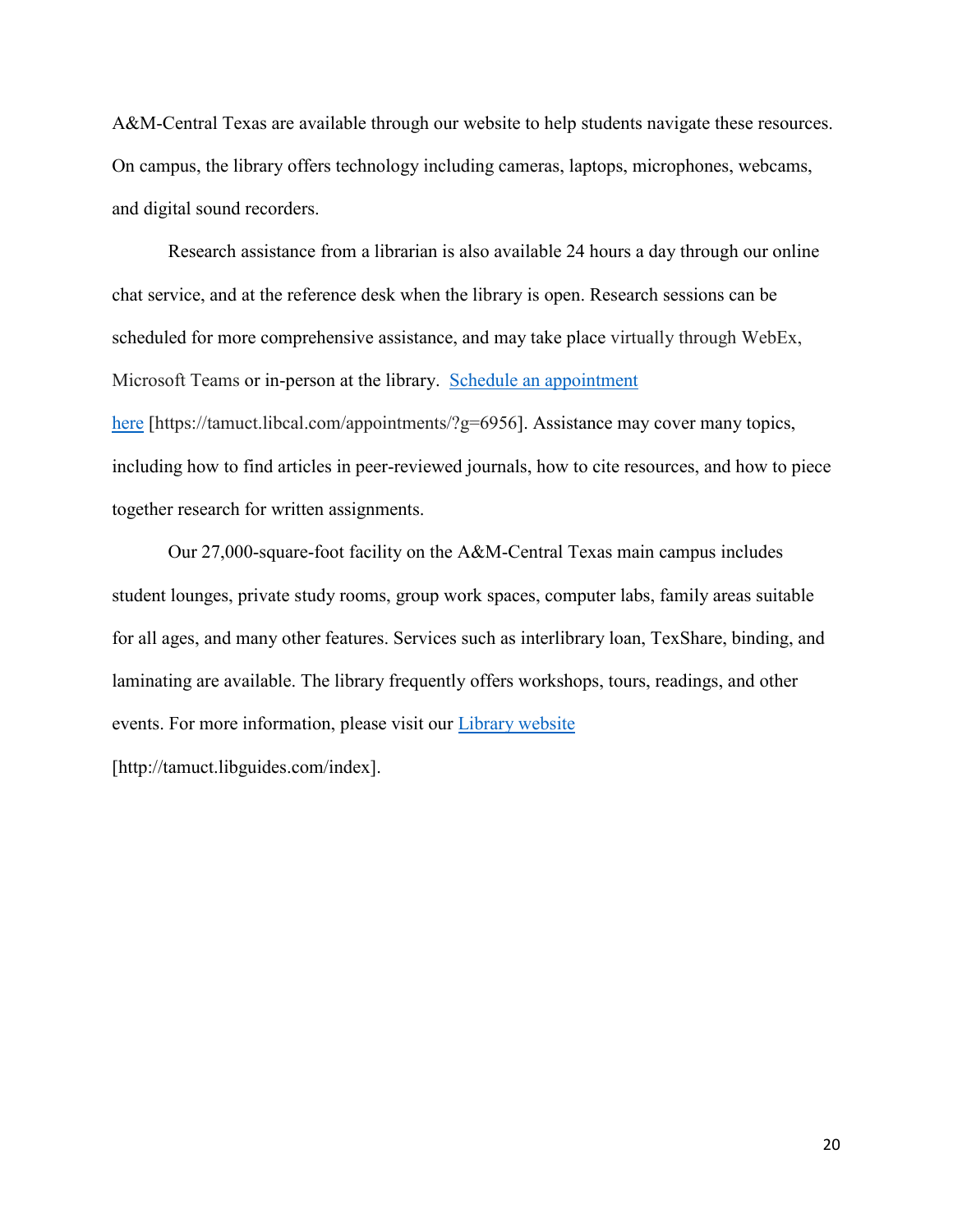A&M-Central Texas are available through our website to help students navigate these resources. On campus, the library offers technology including cameras, laptops, microphones, webcams, and digital sound recorders.

Research assistance from a librarian is also available 24 hours a day through our online chat service, and at the reference desk when the library is open. Research sessions can be scheduled for more comprehensive assistance, and may take place virtually through WebEx, Microsoft Teams or in-person at the library. Schedule an appointment here [https://tamuct.libcal.com/appointments/?g=6956]. Assistance may cover many topics, including how to find articles in peer-reviewed journals, how to cite resources, and how to piece together research for written assignments.

Our 27,000-square-foot facility on the A&M-Central Texas main campus includes student lounges, private study rooms, group work spaces, computer labs, family areas suitable for all ages, and many other features. Services such as interlibrary loan, TexShare, binding, and laminating are available. The library frequently offers workshops, tours, readings, and other events. For more information, please visit our Library website [http://tamuct.libguides.com/index].